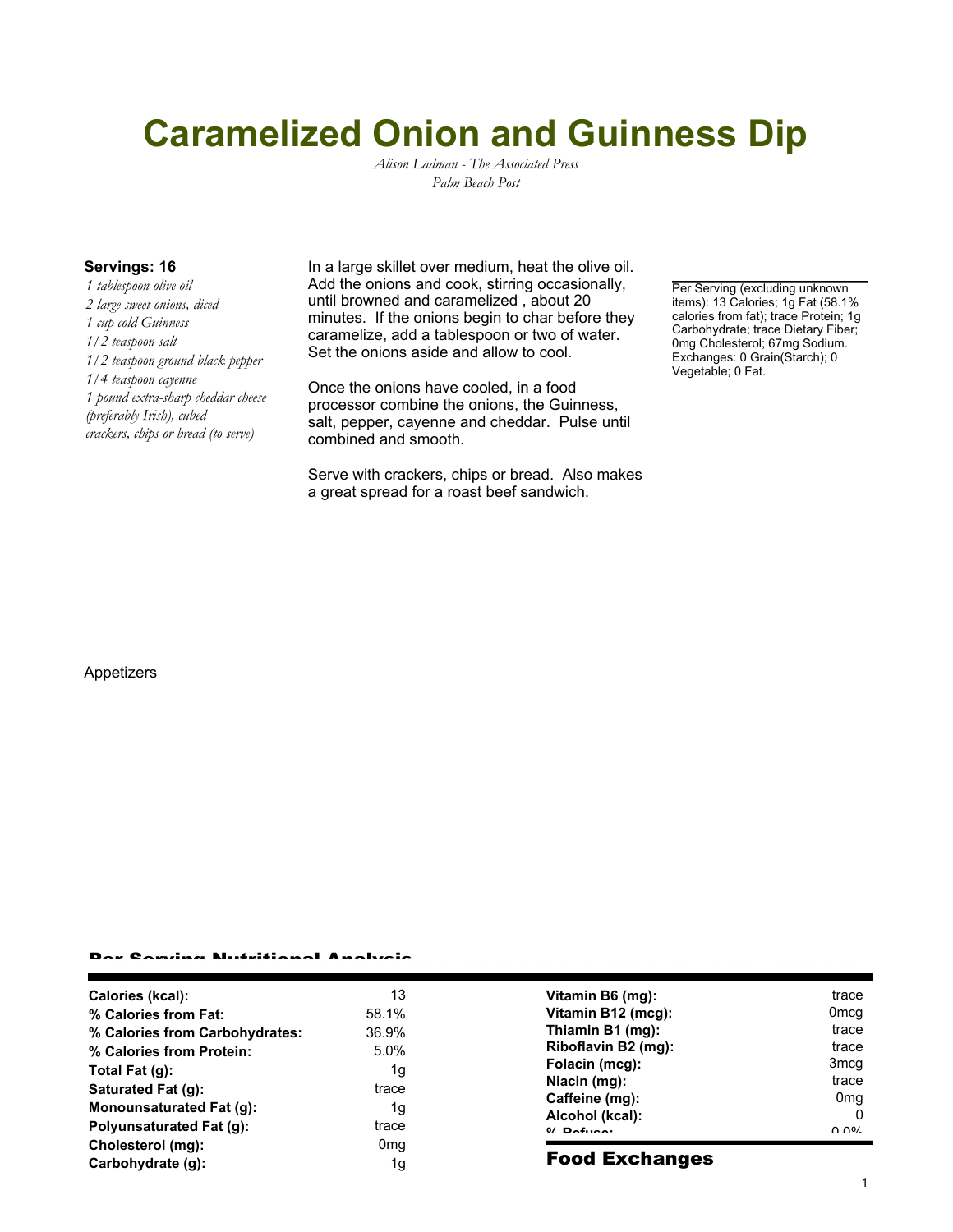# Caramelized Onion and Guinness Dip

*Alison Ladman - The Associated Press*
*Palm Beach Post*

**Servings: 16**

*1 tablespoon olive oil*
*2 large sweet onions, diced*
*1 cup cold Guinness*
*1/2 teaspoon salt*
*1/2 teaspoon ground black pepper*
*1/4 teaspoon cayenne*
*1 pound extra-sharp cheddar cheese (preferably Irish), cubed*
*crackers, chips or bread (to serve)*

In a large skillet over medium, heat the olive oil. Add the onions and cook, stirring occasionally, until browned and caramelized , about 20 minutes. If the onions begin to char before they caramelize, add a tablespoon or two of water. Set the onions aside and allow to cool.

Once the onions have cooled, in a food processor combine the onions, the Guinness, salt, pepper, cayenne and cheddar. Pulse until combined and smooth.

Serve with crackers, chips or bread. Also makes a great spread for a roast beef sandwich.

Per Serving (excluding unknown items): 13 Calories; 1g Fat (58.1% calories from fat); trace Protein; 1g Carbohydrate; trace Dietary Fiber; 0mg Cholesterol; 67mg Sodium. Exchanges: 0 Grain(Starch); 0 Vegetable; 0 Fat.

Appetizers

## Per Serving Nutritional Analysis

| | |
|---|---|
| **Calories (kcal):** | 13 |
| **% Calories from Fat:** | 58.1% |
| **% Calories from Carbohydrates:** | 36.9% |
| **% Calories from Protein:** | 5.0% |
| **Total Fat (g):** | 1g |
| **Saturated Fat (g):** | trace |
| **Monounsaturated Fat (g):** | 1g |
| **Polyunsaturated Fat (g):** | trace |
| **Cholesterol (mg):** | 0mg |
| **Carbohydrate (g):** | 1g |
| **Vitamin B6 (mg):** | trace |
| **Vitamin B12 (mcg):** | 0mcg |
| **Thiamin B1 (mg):** | trace |
| **Riboflavin B2 (mg):** | trace |
| **Folacin (mcg):** | 3mcg |
| **Niacin (mg):** | trace |
| **Caffeine (mg):** | 0mg |
| **Alcohol (kcal):** | 0 |
| **% Refuse:** | 0.0% |

## Food Exchanges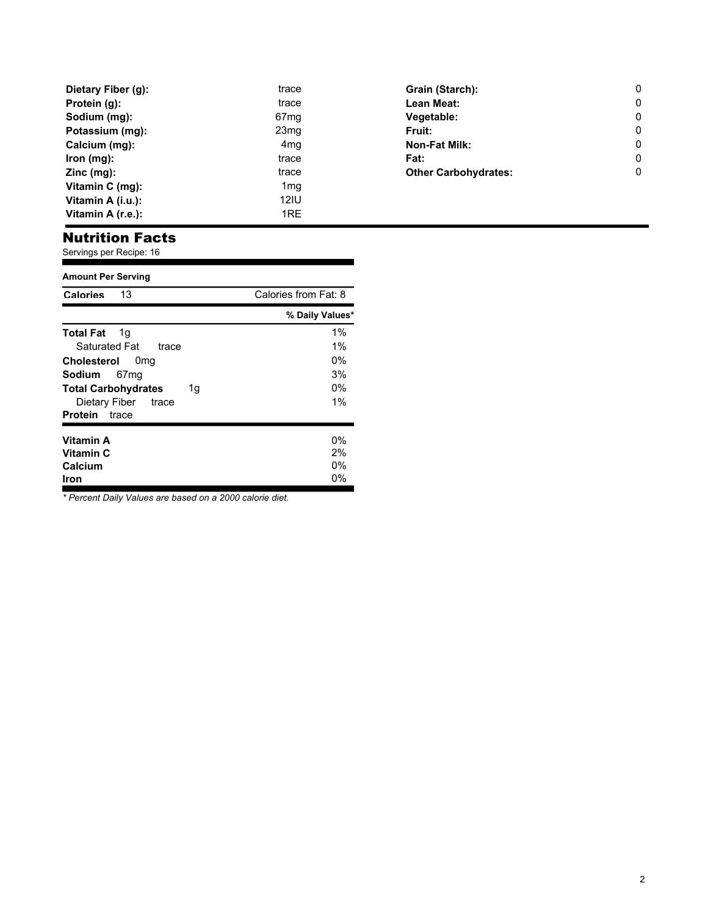| | |
|---|---|
| **Dietary Fiber (g):** | trace |
| **Protein (g):** | trace |
| **Sodium (mg):** | 67mg |
| **Potassium (mg):** | 23mg |
| **Calcium (mg):** | 4mg |
| **Iron (mg):** | trace |
| **Zinc (mg):** | trace |
| **Vitamin C (mg):** | 1mg |
| **Vitamin A (i.u.):** | 12IU |
| **Vitamin A (r.e.):** | 1RE |

| | |
|---|---|
| **Grain (Starch):** | 0 |
| **Lean Meat:** | 0 |
| **Vegetable:** | 0 |
| **Fruit:** | 0 |
| **Non-Fat Milk:** | 0 |
| **Fat:** | 0 |
| **Other Carbohydrates:** | 0 |

## Nutrition Facts

Servings per Recipe: 16

**Amount Per Serving**

| **Calories** 13 | Calories from Fat: 8 |
|---|---|
| | **% Daily Values*** |
| **Total Fat** 1g | 1% |
| Saturated Fat trace | 1% |
| **Cholesterol** 0mg | 0% |
| **Sodium** 67mg | 3% |
| **Total Carbohydrates** 1g | 0% |
| Dietary Fiber trace | 1% |
| **Protein** trace | |
| **Vitamin A** | 0% |
| **Vitamin C** | 2% |
| **Calcium** | 0% |
| **Iron** | 0% |

*\* Percent Daily Values are based on a 2000 calorie diet.*